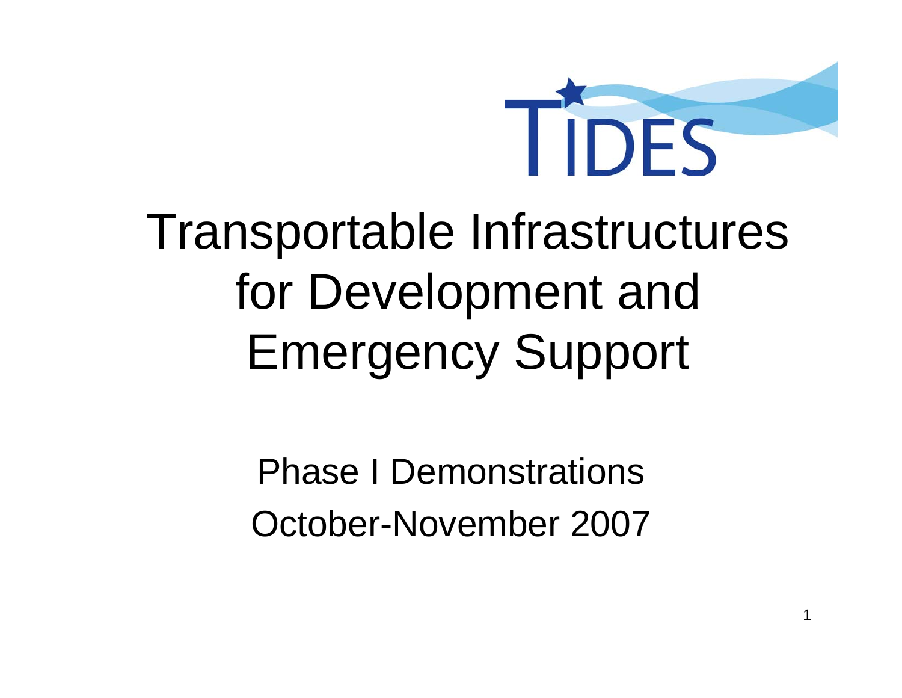TIDES

# Transportable Infrastructures for Development and Emergency Support

Phase I Demonstrations

October-November 2007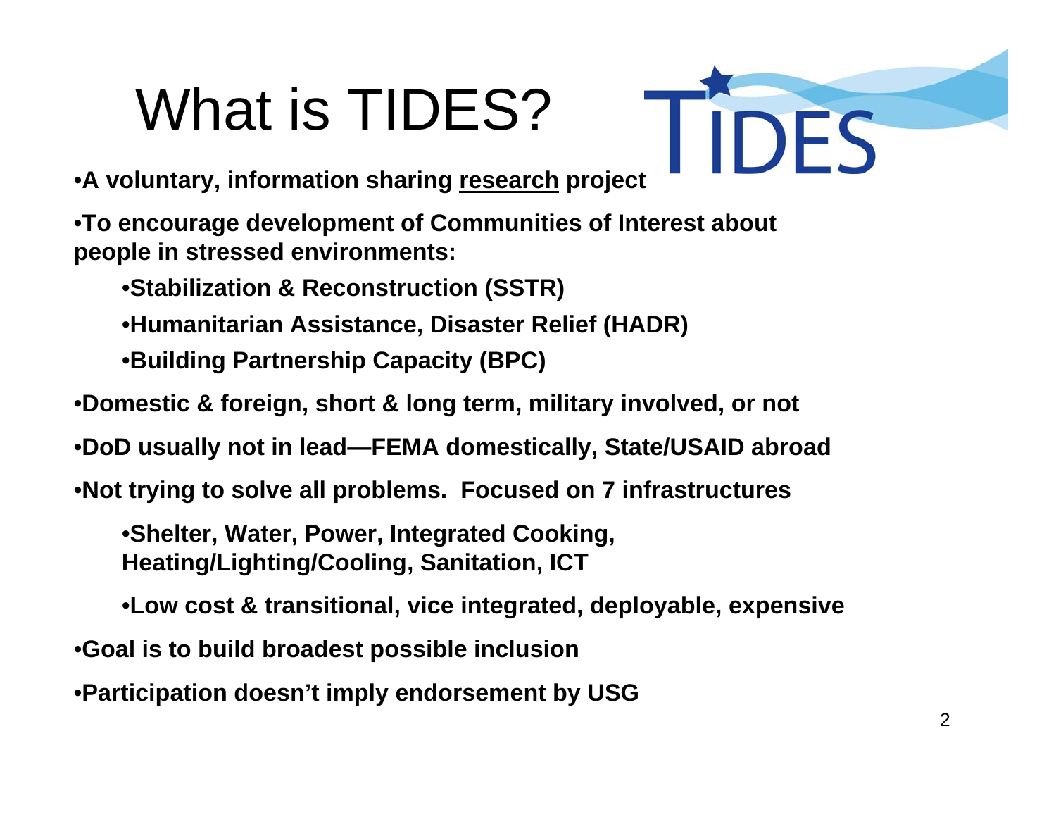# What is TIDES?

- **A voluntary, information sharing research project**
- **To encourage development of Communities of Interest about people in stressed environments:**
  - **Stabilization & Reconstruction (SSTR)**
  - **Humanitarian Assistance, Disaster Relief (HADR)**
  - **Building Partnership Capacity (BPC)**
- **Domestic & foreign, short & long term, military involved, or not**
- **DoD usually not in lead—FEMA domestically, State/USAID abroad**
- **Not trying to solve all problems. Focused on 7 infrastructures**
  - **Shelter, Water, Power, Integrated Cooking, Heating/Lighting/Cooling, Sanitation, ICT**
  - **Low cost & transitional, vice integrated, deployable, expensive**
- **Goal is to build broadest possible inclusion**
- **Participation doesn't imply endorsement by USG**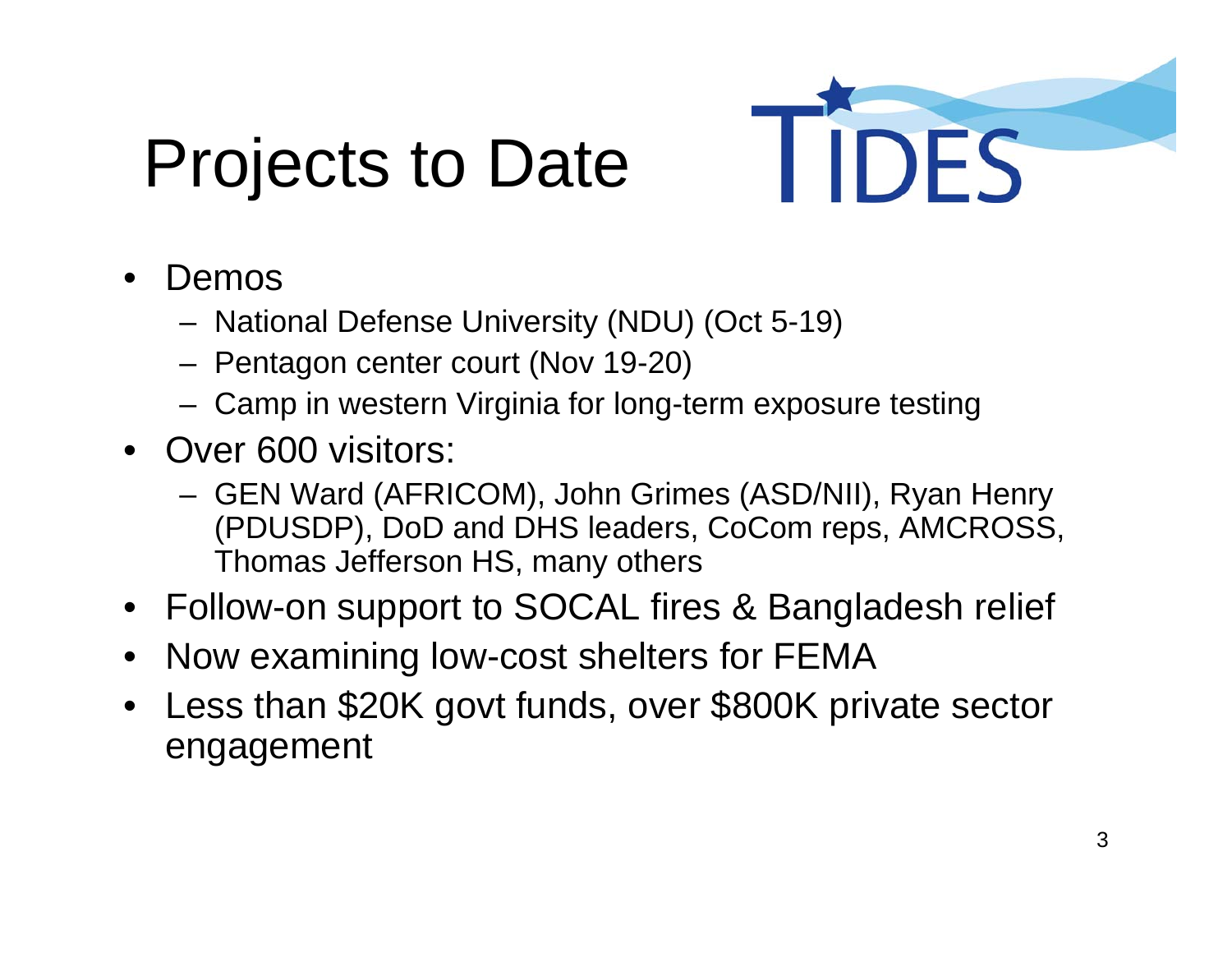# Projects to Date

TIDES

- Demos
  - National Defense University (NDU) (Oct 5-19)
  - Pentagon center court (Nov 19-20)
  - Camp in western Virginia for long-term exposure testing
- Over 600 visitors:
  - GEN Ward (AFRICOM), John Grimes (ASD/NII), Ryan Henry (PDUSDP), DoD and DHS leaders, CoCom reps, AMCROSS, Thomas Jefferson HS, many others
- Follow-on support to SOCAL fires & Bangladesh relief
- Now examining low-cost shelters for FEMA
- Less than $20K govt funds, over $800K private sector engagement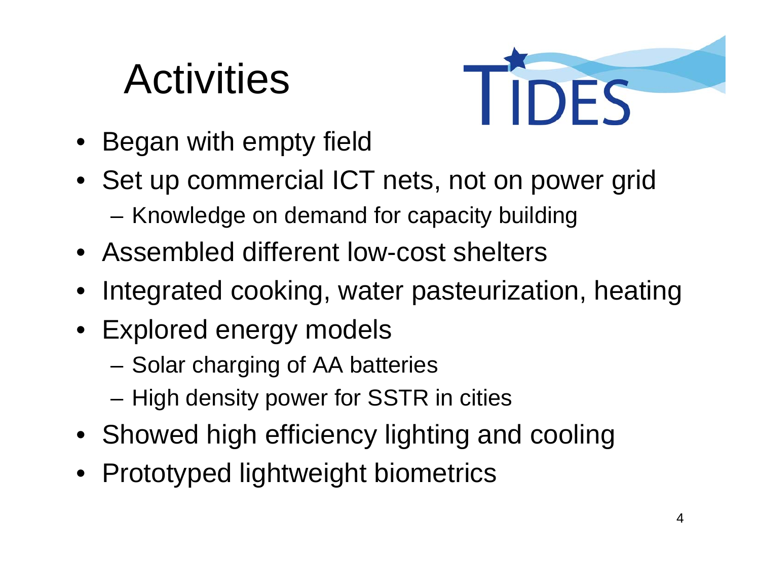# Activities

- Began with empty field
- Set up commercial ICT nets, not on power grid
  - Knowledge on demand for capacity building
- Assembled different low-cost shelters
- Integrated cooking, water pasteurization, heating
- Explored energy models
  - Solar charging of AA batteries
  - High density power for SSTR in cities
- Showed high efficiency lighting and cooling
- Prototyped lightweight biometrics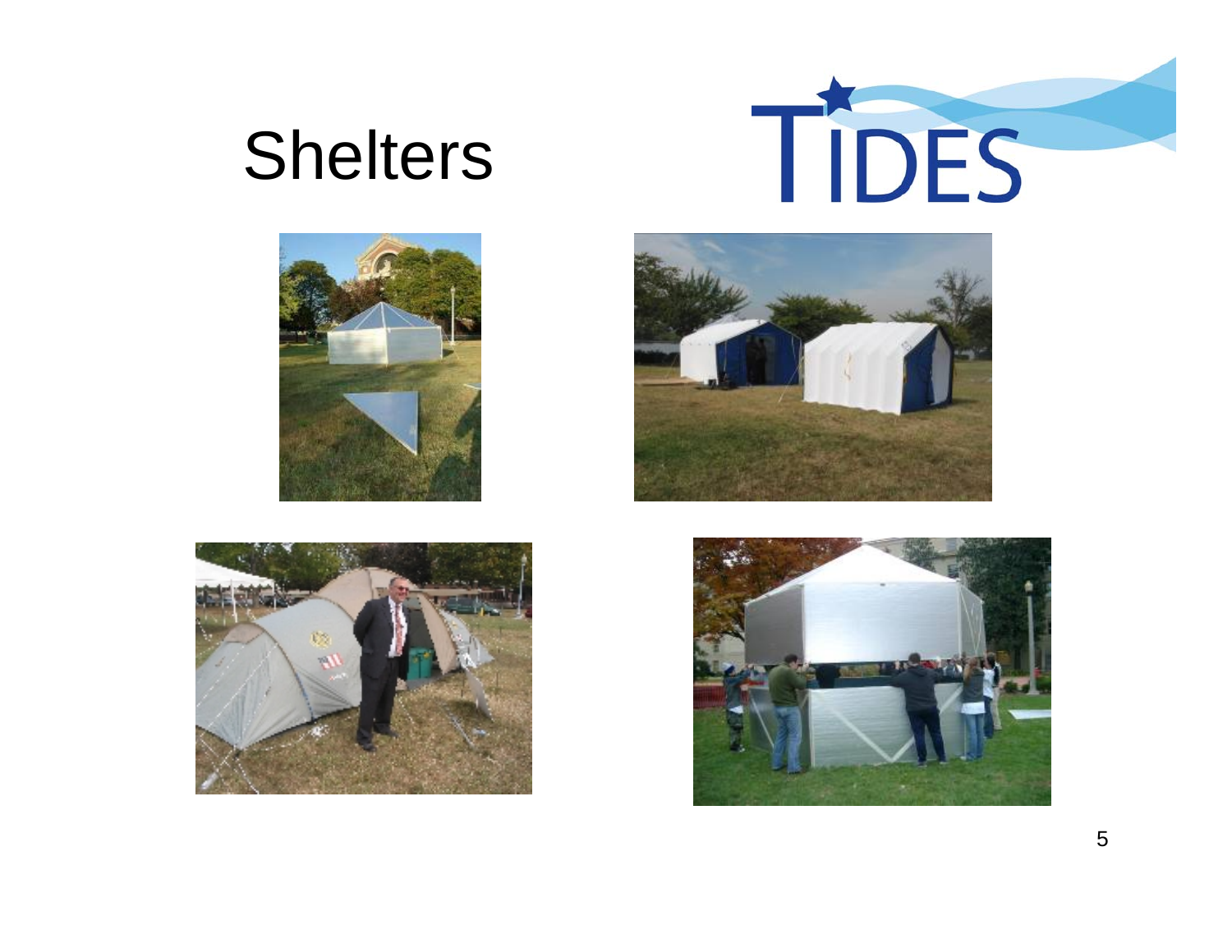# Shelters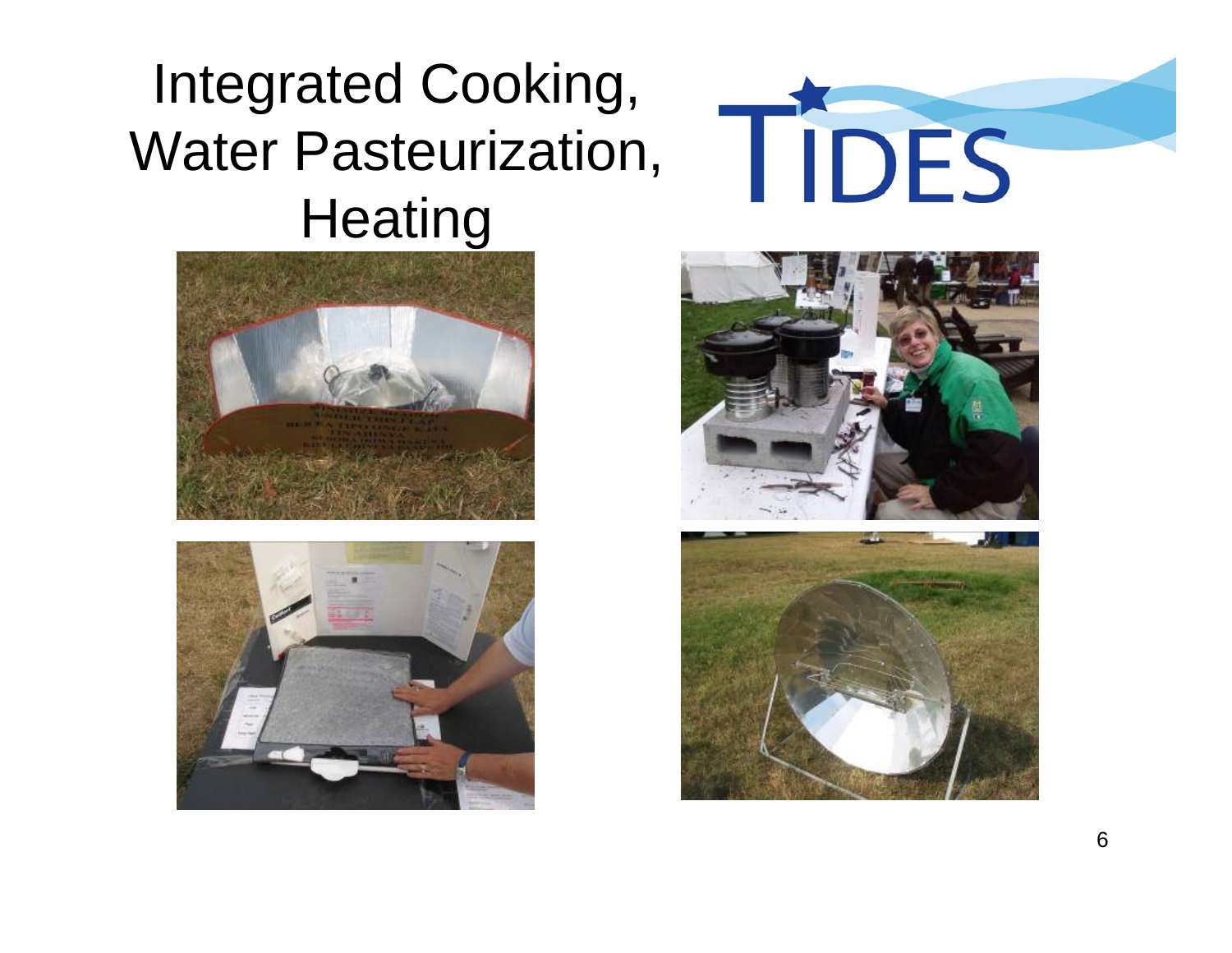# Integrated Cooking, Water Pasteurization, Heating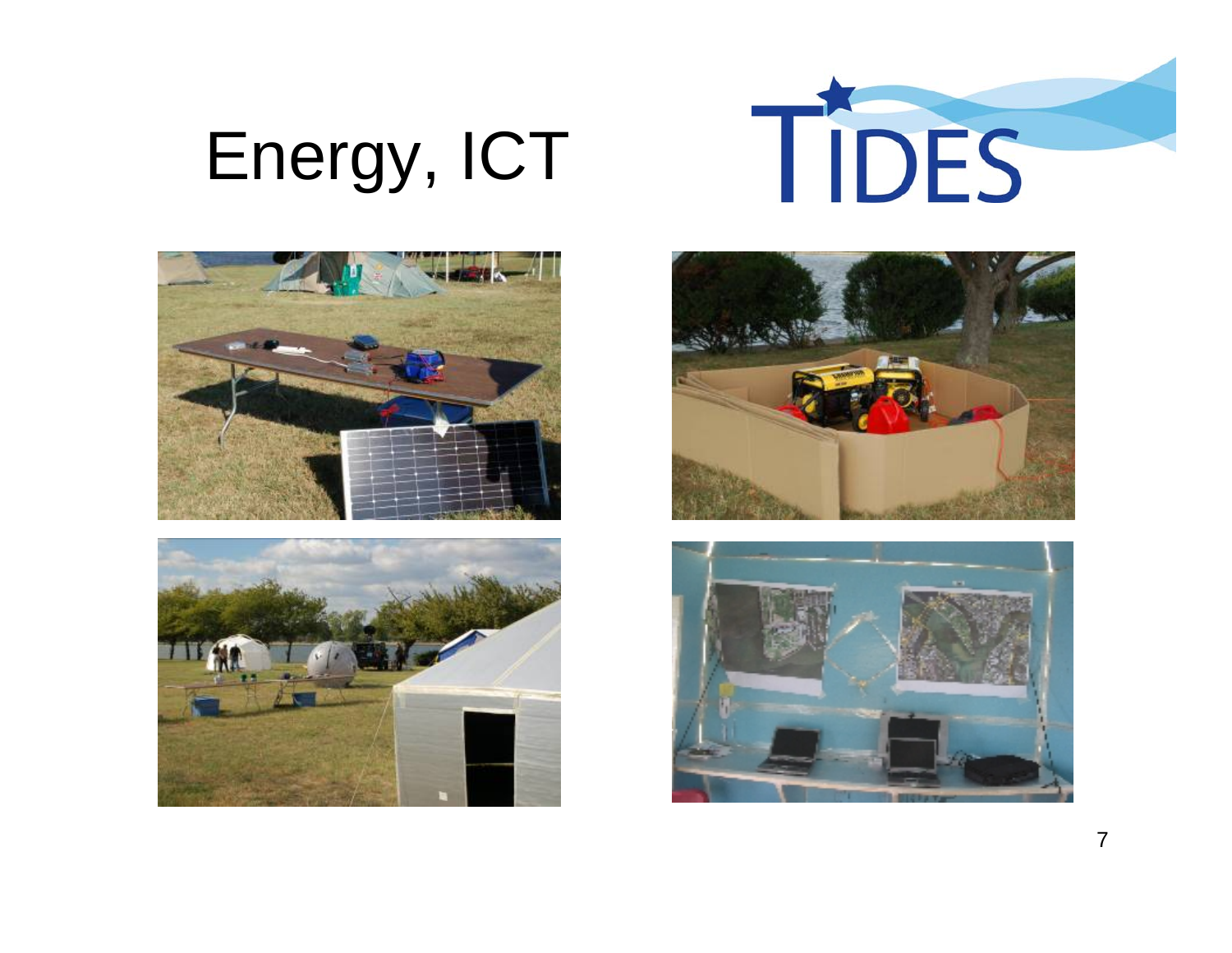# Energy, ICT

TIDES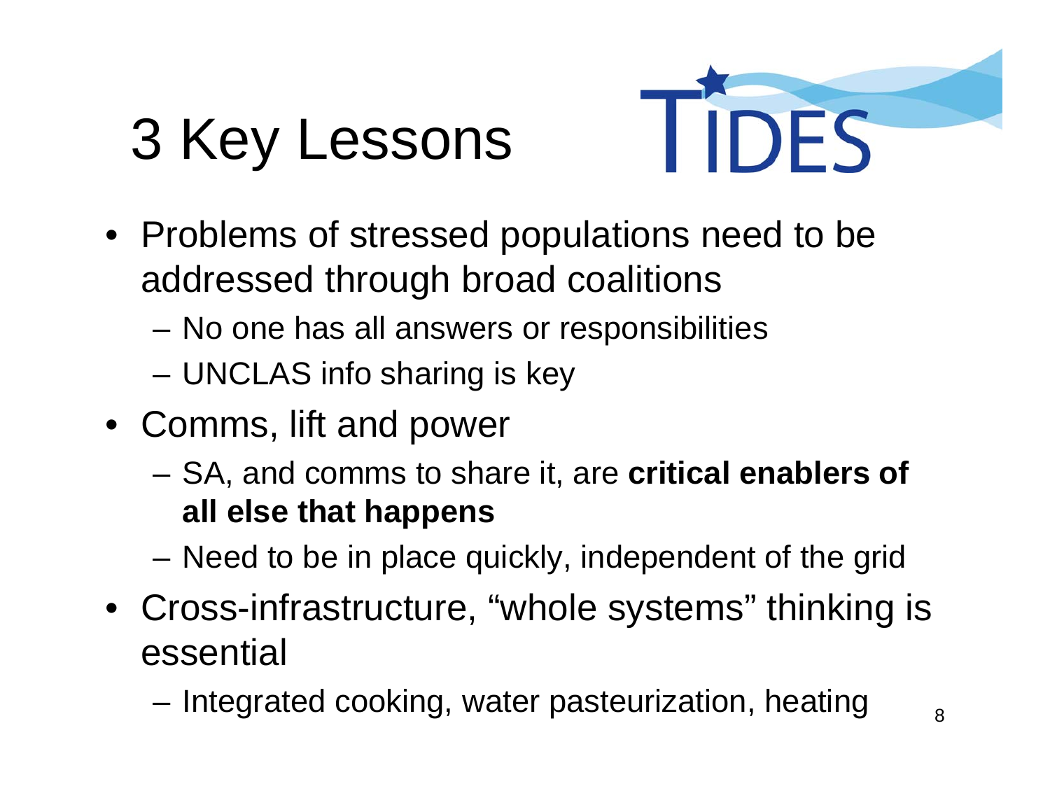# 3 Key Lessons

TIDES

- Problems of stressed populations need to be addressed through broad coalitions
  - No one has all answers or responsibilities
  - UNCLAS info sharing is key
- Comms, lift and power
  - SA, and comms to share it, are **critical enablers of all else that happens**
  - Need to be in place quickly, independent of the grid
- Cross-infrastructure, "whole systems" thinking is essential
  - Integrated cooking, water pasteurization, heating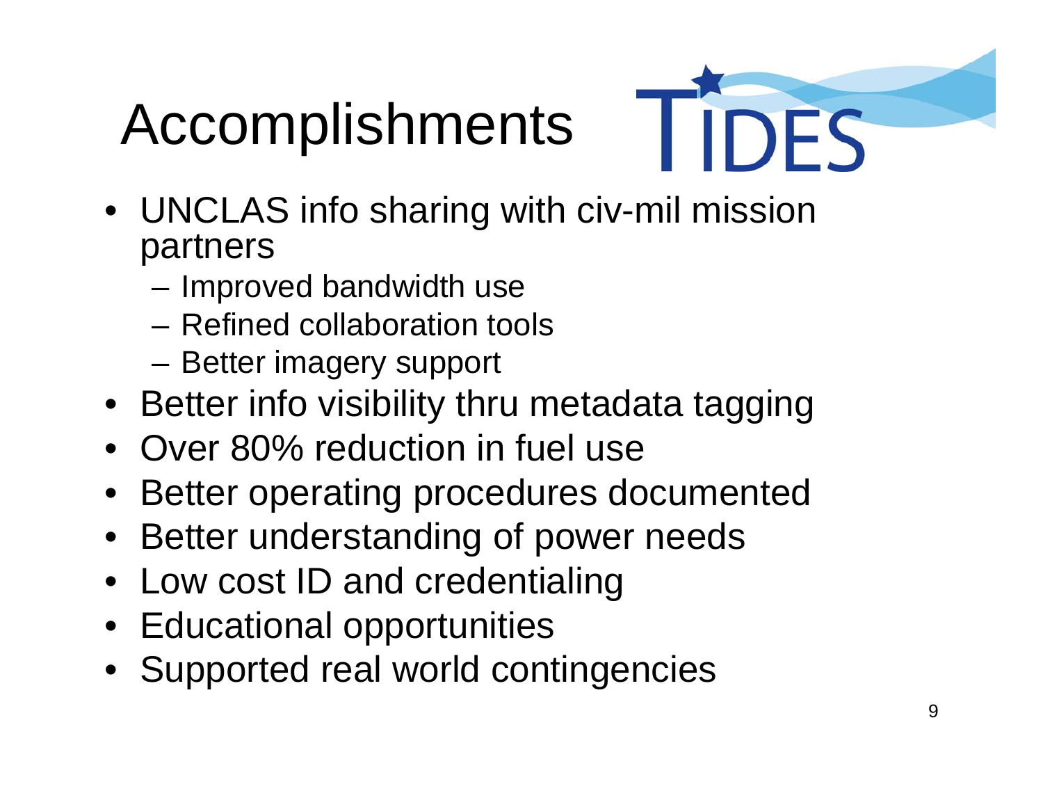# Accomplishments

TIDES

- UNCLAS info sharing with civ-mil mission partners
  - Improved bandwidth use
  - Refined collaboration tools
  - Better imagery support
- Better info visibility thru metadata tagging
- Over 80% reduction in fuel use
- Better operating procedures documented
- Better understanding of power needs
- Low cost ID and credentialing
- Educational opportunities
- Supported real world contingencies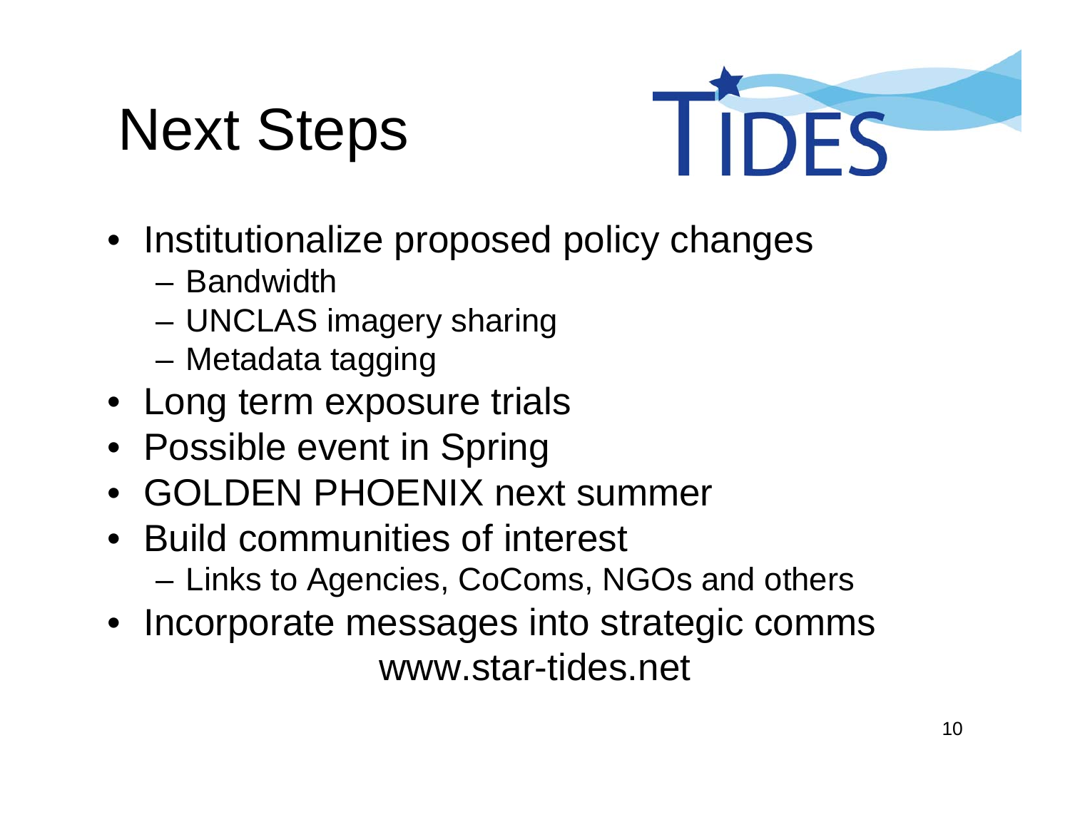# Next Steps

TIDES

- Institutionalize proposed policy changes
  - Bandwidth
  - UNCLAS imagery sharing
  - Metadata tagging
- Long term exposure trials
- Possible event in Spring
- GOLDEN PHOENIX next summer
- Build communities of interest
  - Links to Agencies, CoComs, NGOs and others
- Incorporate messages into strategic comms

www.star-tides.net